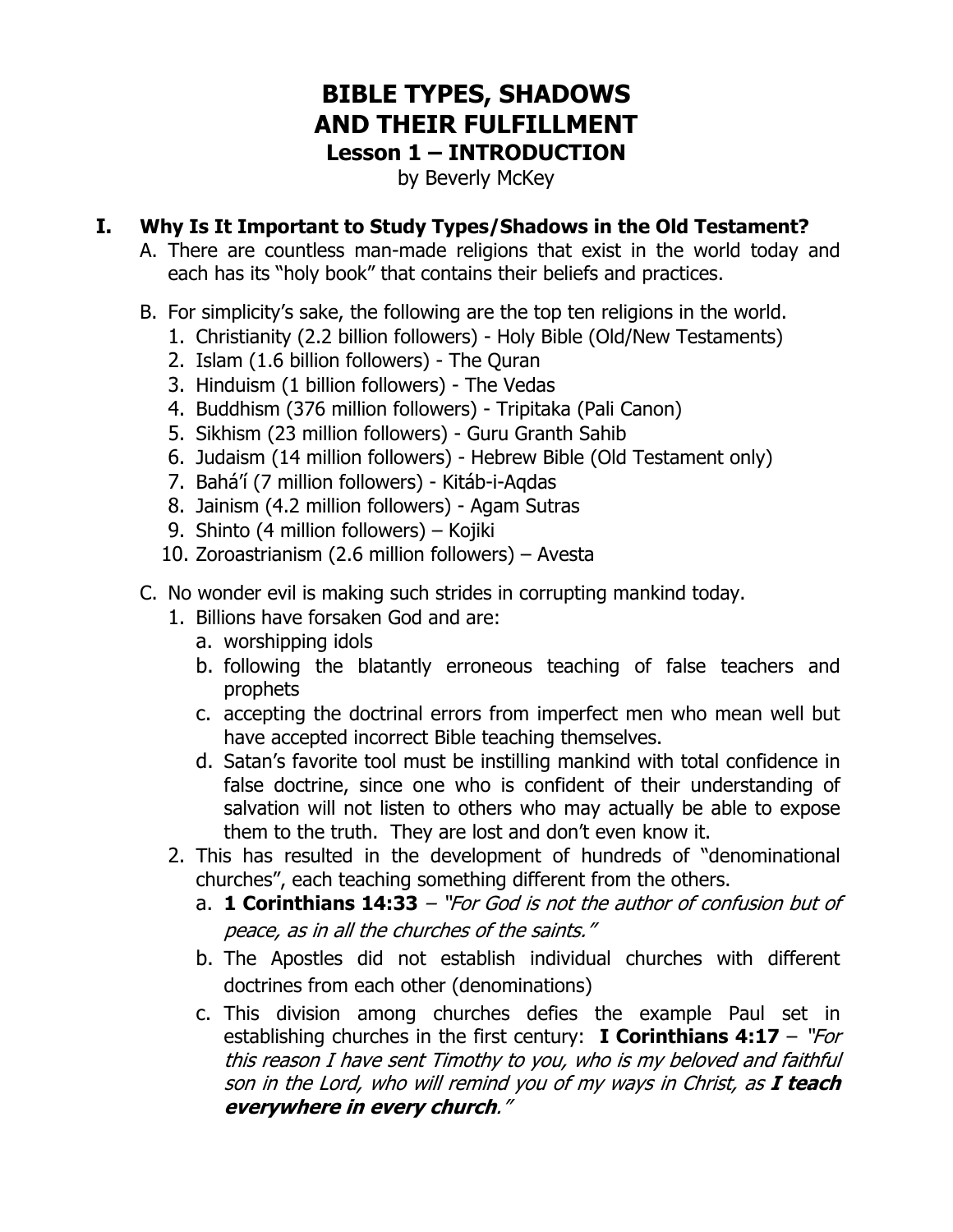# BIBLE TYPES, SHADOWS AND THEIR FULFILLMENT

## Lesson 1 – INTRODUCTION

by Beverly McKey

### I. Why Is It Important to Study Types/Shadows in the Old Testament?

A. There are countless man-made religions that exist in the world today and each has its "holy book" that contains their beliefs and practices.

B. For simplicity's sake, the following are the top ten religions in the world.
   1. Christianity (2.2 billion followers) - Holy Bible (Old/New Testaments)
   2. Islam (1.6 billion followers) - The Quran
   3. Hinduism (1 billion followers) - The Vedas
   4. Buddhism (376 million followers) - Tripitaka (Pali Canon)
   5. Sikhism (23 million followers) - Guru Granth Sahib
   6. Judaism (14 million followers) - Hebrew Bible (Old Testament only)
   7. Bahá'í (7 million followers) - Kitáb-i-Aqdas
   8. Jainism (4.2 million followers) - Agam Sutras
   9. Shinto (4 million followers) – Kojiki
   10. Zoroastrianism (2.6 million followers) – Avesta

C. No wonder evil is making such strides in corrupting mankind today.
   1. Billions have forsaken God and are:
      a. worshipping idols
      b. following the blatantly erroneous teaching of false teachers and prophets
      c. accepting the doctrinal errors from imperfect men who mean well but have accepted incorrect Bible teaching themselves.
      d. Satan's favorite tool must be instilling mankind with total confidence in false doctrine, since one who is confident of their understanding of salvation will not listen to others who may actually be able to expose them to the truth. They are lost and don't even know it.
   2. This has resulted in the development of hundreds of "denominational churches", each teaching something different from the others.
      a. **1 Corinthians 14:33** – *"For God is not the author of confusion but of peace, as in all the churches of the saints."*
      b. The Apostles did not establish individual churches with different doctrines from each other (denominations)
      c. This division among churches defies the example Paul set in establishing churches in the first century: **I Corinthians 4:17** – *"For this reason I have sent Timothy to you, who is my beloved and faithful son in the Lord, who will remind you of my ways in Christ, as* ***I teach everywhere in every church****."*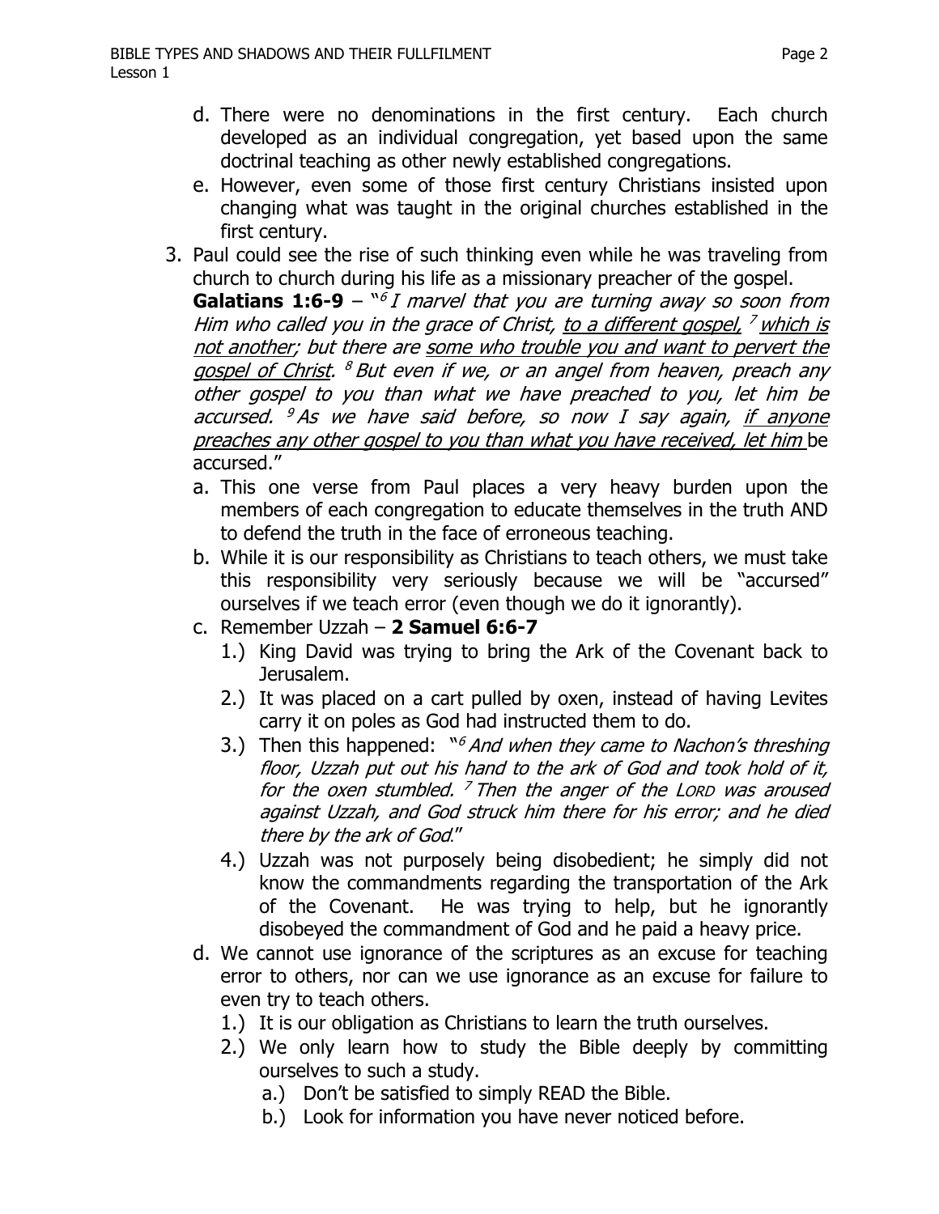d. There were no denominations in the first century. Each church developed as an individual congregation, yet based upon the same doctrinal teaching as other newly established congregations.

e. However, even some of those first century Christians insisted upon changing what was taught in the original churches established in the first century.

3. Paul could see the rise of such thinking even while he was traveling from church to church during his life as a missionary preacher of the gospel.
**Galatians 1:6-9** – "[6] *I marvel that you are turning away so soon from Him who called you in the grace of Christ, <u>to a different gospel,</u> [7] <u>which is not another</u>; but there are <u>some who trouble you and want to pervert the gospel of Christ</u>. [8] But even if we, or an angel from heaven, preach any other gospel to you than what we have preached to you, let him be accursed. [9] As we have said before, so now I say again, <u>if anyone preaches any other gospel to you than what you have received, let him</u>* be accursed."

   a. This one verse from Paul places a very heavy burden upon the members of each congregation to educate themselves in the truth AND to defend the truth in the face of erroneous teaching.

   b. While it is our responsibility as Christians to teach others, we must take this responsibility very seriously because we will be "accursed" ourselves if we teach error (even though we do it ignorantly).

   c. Remember Uzzah – **2 Samuel 6:6-7**

      1.) King David was trying to bring the Ark of the Covenant back to Jerusalem.

      2.) It was placed on a cart pulled by oxen, instead of having Levites carry it on poles as God had instructed them to do.

      3.) Then this happened: "[6] *And when they came to Nachon's threshing floor, Uzzah put out his hand to the ark of God and took hold of it, for the oxen stumbled. [7] Then the anger of the* LORD *was aroused against Uzzah, and God struck him there for his error; and he died there by the ark of God*."

      4.) Uzzah was not purposely being disobedient; he simply did not know the commandments regarding the transportation of the Ark of the Covenant. He was trying to help, but he ignorantly disobeyed the commandment of God and he paid a heavy price.

   d. We cannot use ignorance of the scriptures as an excuse for teaching error to others, nor can we use ignorance as an excuse for failure to even try to teach others.

      1.) It is our obligation as Christians to learn the truth ourselves.

      2.) We only learn how to study the Bible deeply by committing ourselves to such a study.

         a.) Don't be satisfied to simply READ the Bible.

         b.) Look for information you have never noticed before.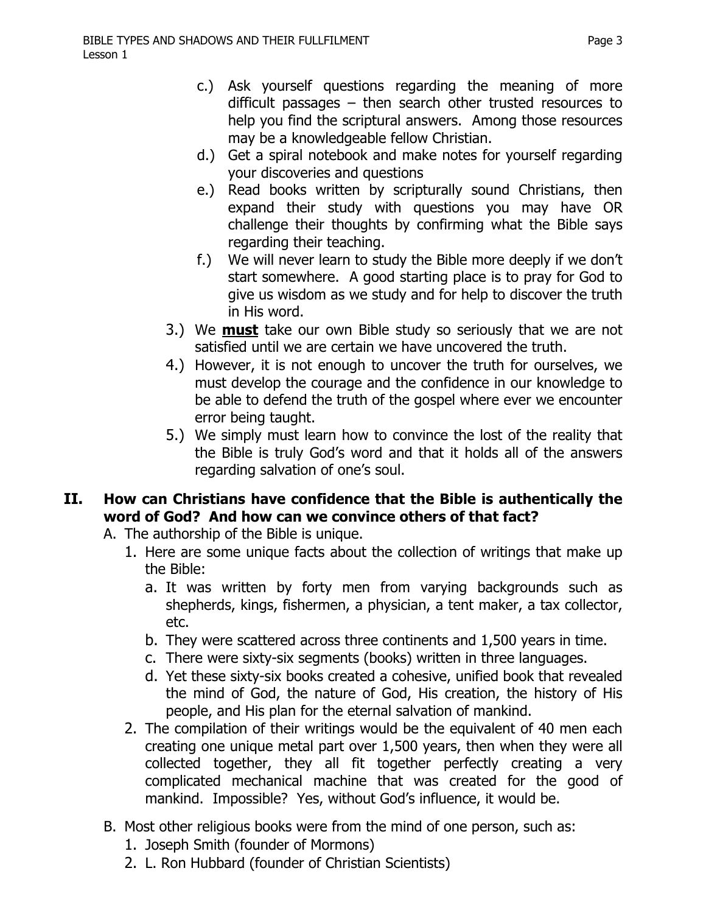c.) Ask yourself questions regarding the meaning of more difficult passages – then search other trusted resources to help you find the scriptural answers. Among those resources may be a knowledgeable fellow Christian.

d.) Get a spiral notebook and make notes for yourself regarding your discoveries and questions

e.) Read books written by scripturally sound Christians, then expand their study with questions you may have OR challenge their thoughts by confirming what the Bible says regarding their teaching.

f.) We will never learn to study the Bible more deeply if we don't start somewhere. A good starting place is to pray for God to give us wisdom as we study and for help to discover the truth in His word.

3.) We **<u>must</u>** take our own Bible study so seriously that we are not satisfied until we are certain we have uncovered the truth.

4.) However, it is not enough to uncover the truth for ourselves, we must develop the courage and the confidence in our knowledge to be able to defend the truth of the gospel where ever we encounter error being taught.

5.) We simply must learn how to convince the lost of the reality that the Bible is truly God's word and that it holds all of the answers regarding salvation of one's soul.

## II. How can Christians have confidence that the Bible is authentically the word of God? And how can we convince others of that fact?

A. The authorship of the Bible is unique.

1. Here are some unique facts about the collection of writings that make up the Bible:
   a. It was written by forty men from varying backgrounds such as shepherds, kings, fishermen, a physician, a tent maker, a tax collector, etc.
   b. They were scattered across three continents and 1,500 years in time.
   c. There were sixty-six segments (books) written in three languages.
   d. Yet these sixty-six books created a cohesive, unified book that revealed the mind of God, the nature of God, His creation, the history of His people, and His plan for the eternal salvation of mankind.
2. The compilation of their writings would be the equivalent of 40 men each creating one unique metal part over 1,500 years, then when they were all collected together, they all fit together perfectly creating a very complicated mechanical machine that was created for the good of mankind. Impossible? Yes, without God's influence, it would be.

B. Most other religious books were from the mind of one person, such as:

1. Joseph Smith (founder of Mormons)
2. L. Ron Hubbard (founder of Christian Scientists)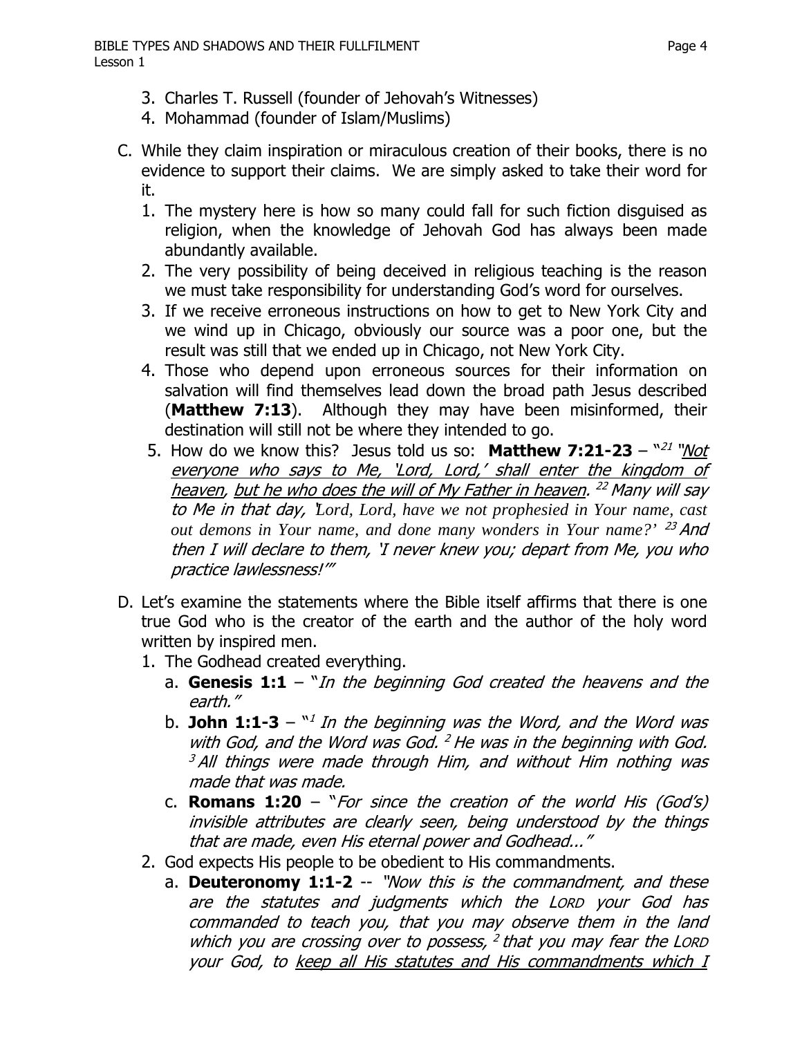3. Charles T. Russell (founder of Jehovah's Witnesses)
4. Mohammad (founder of Islam/Muslims)

C. While they claim inspiration or miraculous creation of their books, there is no evidence to support their claims. We are simply asked to take their word for it.
   1. The mystery here is how so many could fall for such fiction disguised as religion, when the knowledge of Jehovah God has always been made abundantly available.
   2. The very possibility of being deceived in religious teaching is the reason we must take responsibility for understanding God's word for ourselves.
   3. If we receive erroneous instructions on how to get to New York City and we wind up in Chicago, obviously our source was a poor one, but the result was still that we ended up in Chicago, not New York City.
   4. Those who depend upon erroneous sources for their information on salvation will find themselves lead down the broad path Jesus described (**Matthew 7:13**). Although they may have been misinformed, their destination will still not be where they intended to go.
   5. How do we know this? Jesus told us so: **Matthew 7:21-23** – "[21] *"<u>Not everyone who says to Me, 'Lord, Lord,' shall enter the kingdom of heaven</u>, <u>but he who does the will of My Father in heaven</u>. [22] Many will say to Me in that day, 'Lord, Lord, have we not prophesied in Your name, cast out demons in Your name, and done many wonders in Your name?' [23] And then I will declare to them, 'I never knew you; depart from Me, you who practice lawlessness!'"*

D. Let's examine the statements where the Bible itself affirms that there is one true God who is the creator of the earth and the author of the holy word written by inspired men.
   1. The Godhead created everything.
      a. **Genesis 1:1** – "*In the beginning God created the heavens and the earth."*
      b. **John 1:1-3** – "[1] *In the beginning was the Word, and the Word was with God, and the Word was God. [2] He was in the beginning with God. [3] All things were made through Him, and without Him nothing was made that was made.*
      c. **Romans 1:20** – "*For since the creation of the world His (God's) invisible attributes are clearly seen, being understood by the things that are made, even His eternal power and Godhead..."*
   2. God expects His people to be obedient to His commandments.
      a. **Deuteronomy 1:1-2** -- *"Now this is the commandment, and these are the statutes and judgments which the LORD your God has commanded to teach you, that you may observe them in the land which you are crossing over to possess, [2] that you may fear the LORD your God, to <u>keep all His statutes and His commandments which I</u>*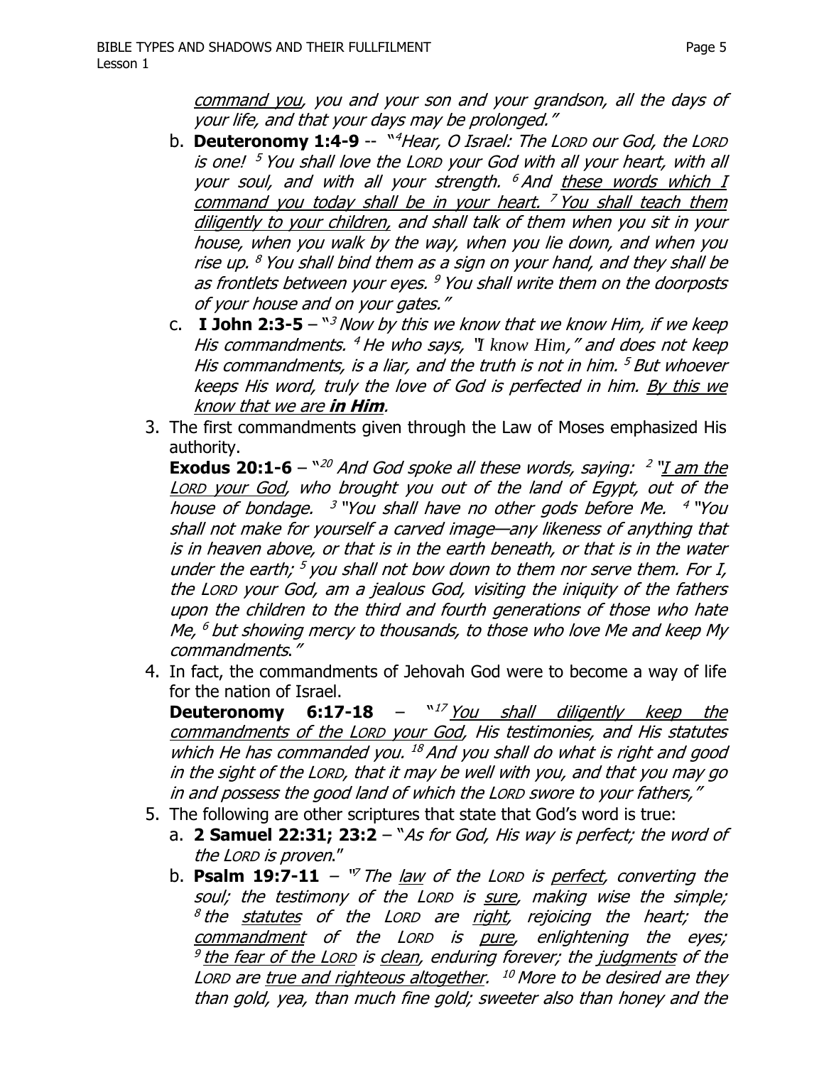*<u>command you</u>, you and your son and your grandson, all the days of your life, and that your days may be prolonged."*

b. **Deuteronomy 1:4-9** -- "[4]*Hear, O Israel: The LORD our God, the LORD is one!* [5] *You shall love the LORD your God with all your heart, with all your soul, and with all your strength.* [6] *And <u>these words which I command you today shall be in your heart.</u>* [7] *<u>You shall teach them diligently to your children,</u> and shall talk of them when you sit in your house, when you walk by the way, when you lie down, and when you rise up.* [8] *You shall bind them as a sign on your hand, and they shall be as frontlets between your eyes.* [9] *You shall write them on the doorposts of your house and on your gates."*

c. **I John 2:3-5** – "[3] *Now by this we know that we know Him, if we keep His commandments.* [4] *He who says, "I know Him," and does not keep His commandments, is a liar, and the truth is not in him.* [5] *But whoever keeps His word, truly the love of God is perfected in him. <u>By this we know that we are **in Him**</u>.*

3. The first commandments given through the Law of Moses emphasized His authority.

**Exodus 20:1-6** – "[20] *And God spoke all these words, saying:* [2] *"<u>I am the LORD your God</u>, who brought you out of the land of Egypt, out of the house of bondage.* [3] *"You shall have no other gods before Me.* [4] *"You shall not make for yourself a carved image—any likeness of anything that is in heaven above, or that is in the earth beneath, or that is in the water under the earth;* [5] *you shall not bow down to them nor serve them. For I, the LORD your God, am a jealous God, visiting the iniquity of the fathers upon the children to the third and fourth generations of those who hate Me,* [6] *but showing mercy to thousands, to those who love Me and keep My commandments."*

4. In fact, the commandments of Jehovah God were to become a way of life for the nation of Israel.

**Deuteronomy 6:17-18** – "[17] *<u>You shall diligently keep the commandments of the LORD your God</u>, His testimonies, and His statutes which He has commanded you.* [18] *And you shall do what is right and good in the sight of the LORD, that it may be well with you, and that you may go in and possess the good land of which the LORD swore to your fathers,"*

5. The following are other scriptures that state that God's word is true:

a. **2 Samuel 22:31; 23:2** – "*As for God, His way is perfect; the word of the LORD is proven.*"

b. **Psalm 19:7-11** – "[7] *The <u>law</u> of the LORD is <u>perfect</u>, converting the soul; the testimony of the LORD is <u>sure</u>, making wise the simple;* [8] *the <u>statutes</u> of the LORD are <u>right</u>, rejoicing the heart; the <u>commandment</u> of the LORD is <u>pure</u>, enlightening the eyes;* [9] *<u>the fear of the LORD</u> is <u>clean</u>, enduring forever; the <u>judgments</u> of the LORD are <u>true and righteous altogether</u>.* [10] *More to be desired are they than gold, yea, than much fine gold; sweeter also than honey and the*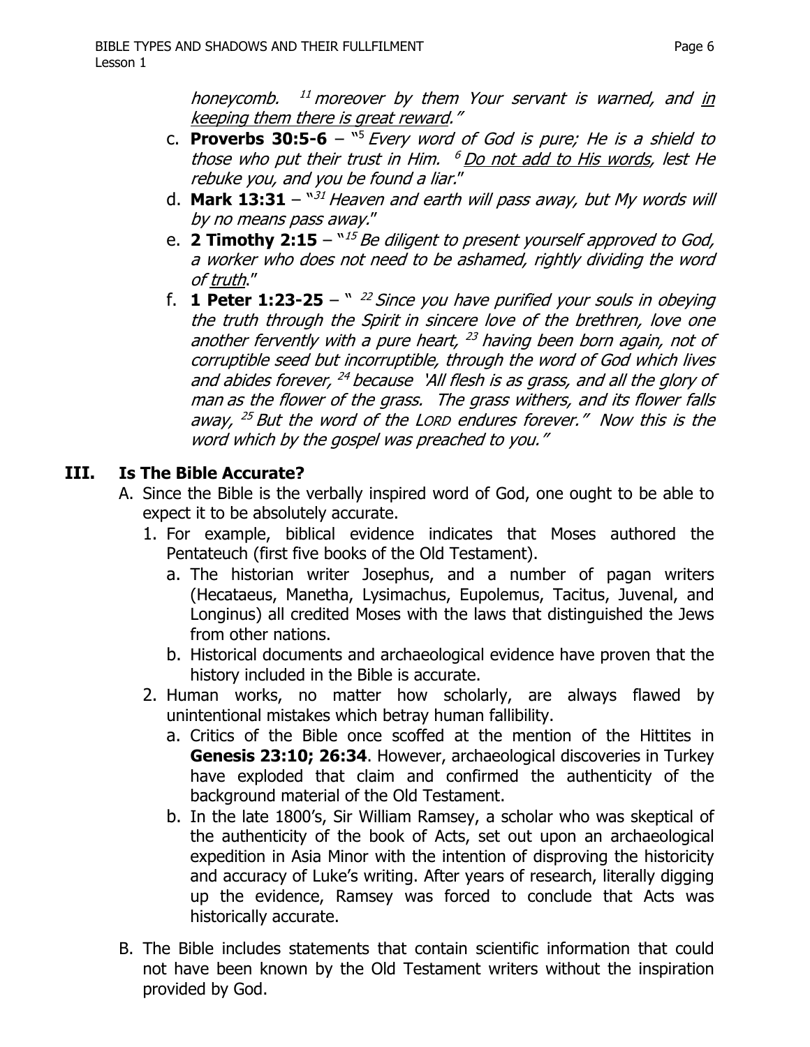*honeycomb. [11] moreover by them Your servant is warned, and <u>in keeping them there is great reward</u>."*

c. **Proverbs 30:5-6** – "[5] *Every word of God is pure; He is a shield to those who put their trust in Him. [6] <u>Do not add to His words</u>, lest He rebuke you, and you be found a liar.*"

d. **Mark 13:31** – "[31] *Heaven and earth will pass away, but My words will by no means pass away.*"

e. **2 Timothy 2:15** – "[15] *Be diligent to present yourself approved to God, a worker who does not need to be ashamed, rightly dividing the word of <u>truth</u>.*"

f. **1 Peter 1:23-25** – " [22] *Since you have purified your souls in obeying the truth through the Spirit in sincere love of the brethren, love one another fervently with a pure heart, [23] having been born again, not of corruptible seed but incorruptible, through the word of God which lives and abides forever, [24] because 'All flesh is as grass, and all the glory of man as the flower of the grass. The grass withers, and its flower falls away, [25] But the word of the LORD endures forever." Now this is the word which by the gospel was preached to you."*

## III. Is The Bible Accurate?

A. Since the Bible is the verbally inspired word of God, one ought to be able to expect it to be absolutely accurate.

1. For example, biblical evidence indicates that Moses authored the Pentateuch (first five books of the Old Testament).
   a. The historian writer Josephus, and a number of pagan writers (Hecataeus, Manetha, Lysimachus, Eupolemus, Tacitus, Juvenal, and Longinus) all credited Moses with the laws that distinguished the Jews from other nations.
   b. Historical documents and archaeological evidence have proven that the history included in the Bible is accurate.
2. Human works, no matter how scholarly, are always flawed by unintentional mistakes which betray human fallibility.
   a. Critics of the Bible once scoffed at the mention of the Hittites in **Genesis 23:10; 26:34**. However, archaeological discoveries in Turkey have exploded that claim and confirmed the authenticity of the background material of the Old Testament.
   b. In the late 1800's, Sir William Ramsey, a scholar who was skeptical of the authenticity of the book of Acts, set out upon an archaeological expedition in Asia Minor with the intention of disproving the historicity and accuracy of Luke's writing. After years of research, literally digging up the evidence, Ramsey was forced to conclude that Acts was historically accurate.

B. The Bible includes statements that contain scientific information that could not have been known by the Old Testament writers without the inspiration provided by God.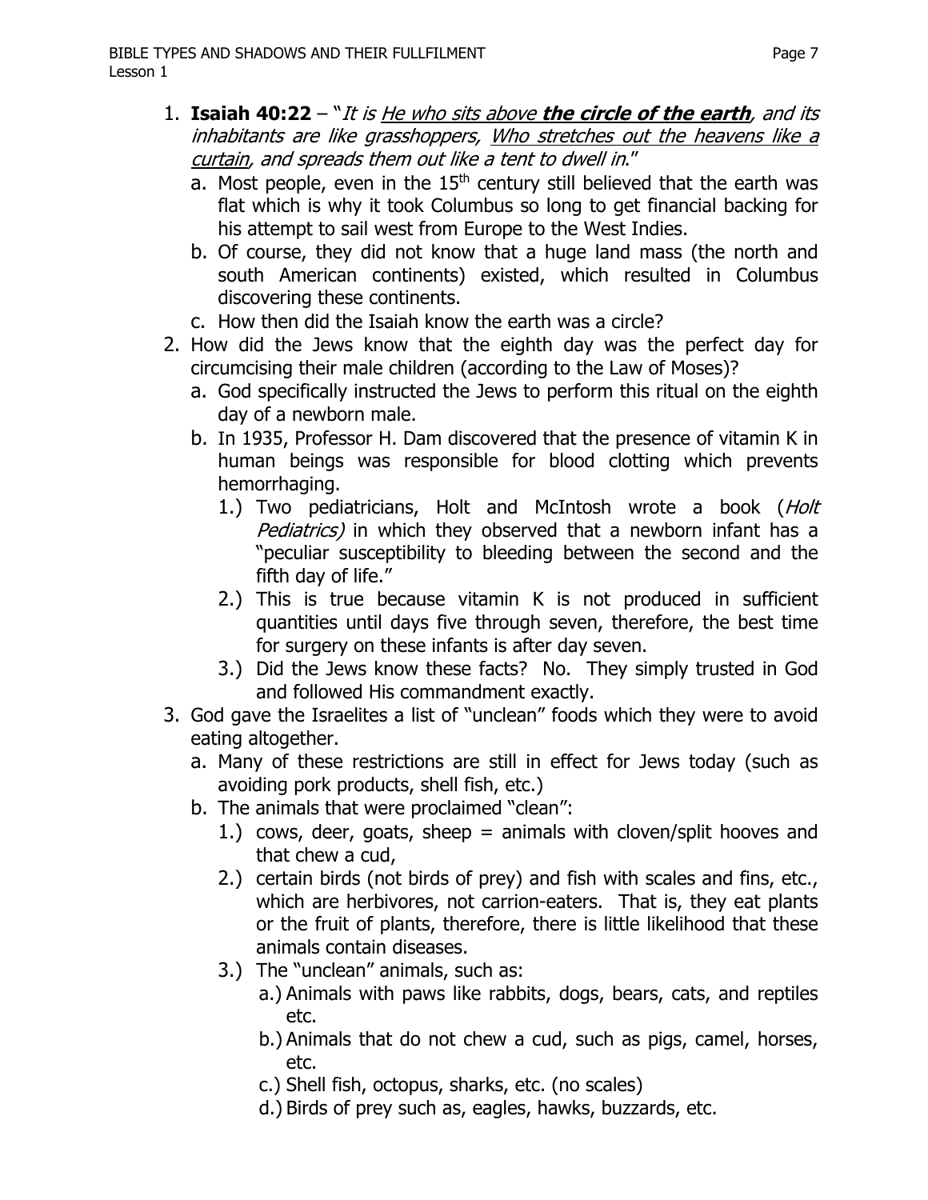1. **Isaiah 40:22** – "*It is <u>He who sits above **the circle of the earth**</u>, and its inhabitants are like grasshoppers, <u>Who stretches out the heavens like a curtain</u>, and spreads them out like a tent to dwell in*."
   a. Most people, even in the 15th century still believed that the earth was flat which is why it took Columbus so long to get financial backing for his attempt to sail west from Europe to the West Indies.
   b. Of course, they did not know that a huge land mass (the north and south American continents) existed, which resulted in Columbus discovering these continents.
   c. How then did the Isaiah know the earth was a circle?
2. How did the Jews know that the eighth day was the perfect day for circumcising their male children (according to the Law of Moses)?
   a. God specifically instructed the Jews to perform this ritual on the eighth day of a newborn male.
   b. In 1935, Professor H. Dam discovered that the presence of vitamin K in human beings was responsible for blood clotting which prevents hemorrhaging.
      1.) Two pediatricians, Holt and McIntosh wrote a book (*Holt Pediatrics)* in which they observed that a newborn infant has a "peculiar susceptibility to bleeding between the second and the fifth day of life."
      2.) This is true because vitamin K is not produced in sufficient quantities until days five through seven, therefore, the best time for surgery on these infants is after day seven.
      3.) Did the Jews know these facts? No. They simply trusted in God and followed His commandment exactly.
3. God gave the Israelites a list of "unclean" foods which they were to avoid eating altogether.
   a. Many of these restrictions are still in effect for Jews today (such as avoiding pork products, shell fish, etc.)
   b. The animals that were proclaimed "clean":
      1.) cows, deer, goats, sheep = animals with cloven/split hooves and that chew a cud,
      2.) certain birds (not birds of prey) and fish with scales and fins, etc., which are herbivores, not carrion-eaters. That is, they eat plants or the fruit of plants, therefore, there is little likelihood that these animals contain diseases.
      3.) The "unclean" animals, such as:
         a.) Animals with paws like rabbits, dogs, bears, cats, and reptiles etc.
         b.) Animals that do not chew a cud, such as pigs, camel, horses, etc.
         c.) Shell fish, octopus, sharks, etc. (no scales)
         d.) Birds of prey such as, eagles, hawks, buzzards, etc.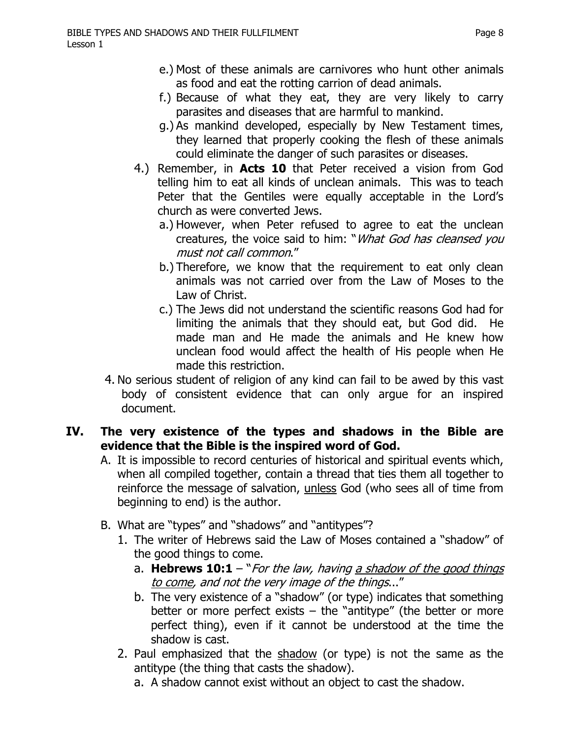- e.) Most of these animals are carnivores who hunt other animals as food and eat the rotting carrion of dead animals.
   - f.) Because of what they eat, they are very likely to carry parasites and diseases that are harmful to mankind.
   - g.) As mankind developed, especially by New Testament times, they learned that properly cooking the flesh of these animals could eliminate the danger of such parasites or diseases.

4.) Remember, in **Acts 10** that Peter received a vision from God telling him to eat all kinds of unclean animals. This was to teach Peter that the Gentiles were equally acceptable in the Lord's church as were converted Jews.
   - a.) However, when Peter refused to agree to eat the unclean creatures, the voice said to him: "*What God has cleansed you must not call common*."
   - b.) Therefore, we know that the requirement to eat only clean animals was not carried over from the Law of Moses to the Law of Christ.
   - c.) The Jews did not understand the scientific reasons God had for limiting the animals that they should eat, but God did. He made man and He made the animals and He knew how unclean food would affect the health of His people when He made this restriction.

4. No serious student of religion of any kind can fail to be awed by this vast body of consistent evidence that can only argue for an inspired document.

## IV. The very existence of the types and shadows in the Bible are evidence that the Bible is the inspired word of God.

A. It is impossible to record centuries of historical and spiritual events which, when all compiled together, contain a thread that ties them all together to reinforce the message of salvation, <u>unless</u> God (who sees all of time from beginning to end) is the author.

B. What are "types" and "shadows" and "antitypes"?

1. The writer of Hebrews said the Law of Moses contained a "shadow" of the good things to come.
   - a. **Hebrews 10:1** – "*For the law, having <u>a shadow of the good things to come</u>, and not the very image of the things*..."
   - b. The very existence of a "shadow" (or type) indicates that something better or more perfect exists – the "antitype" (the better or more perfect thing), even if it cannot be understood at the time the shadow is cast.

2. Paul emphasized that the <u>shadow</u> (or type) is not the same as the antitype (the thing that casts the shadow).
   - a. A shadow cannot exist without an object to cast the shadow.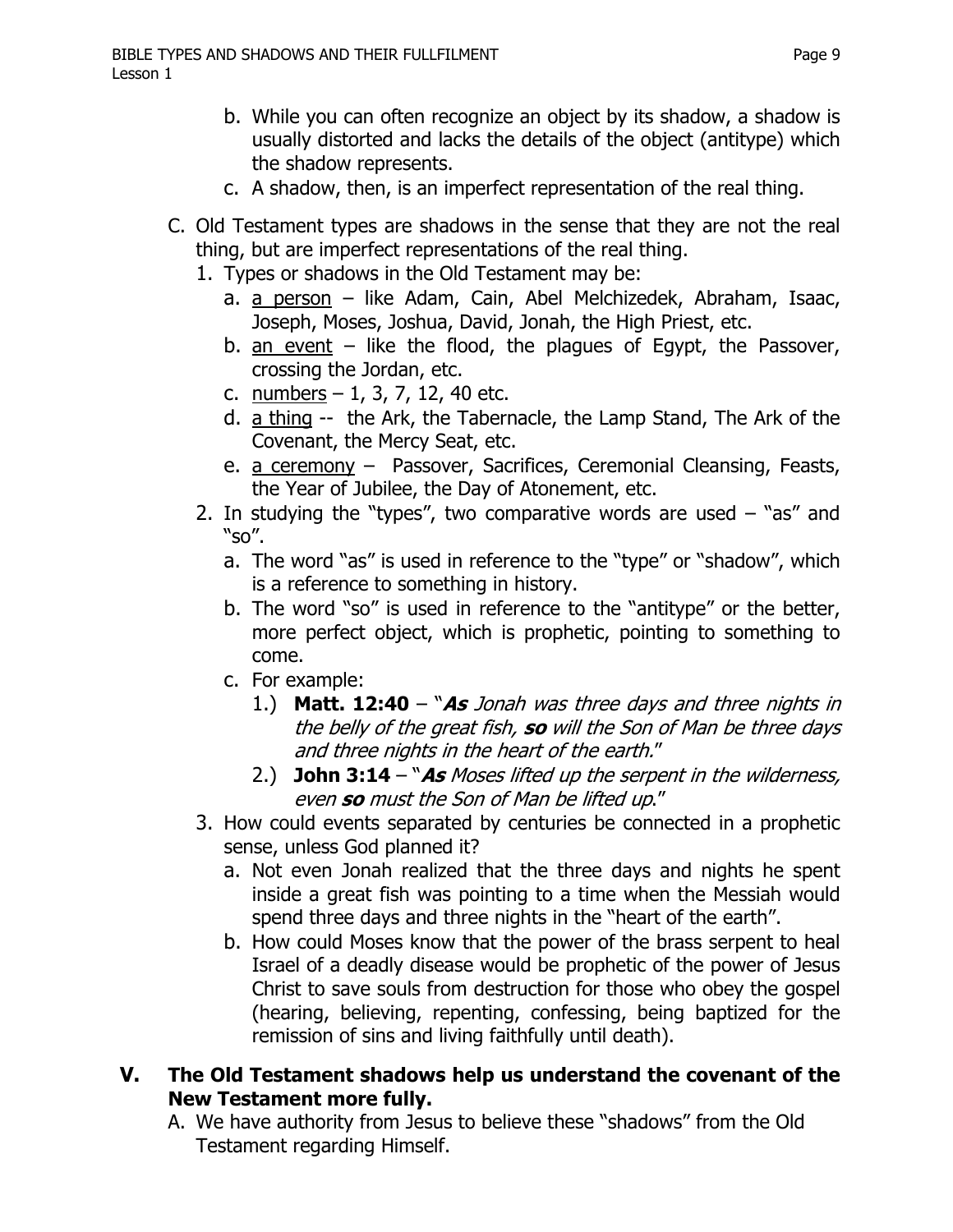b. While you can often recognize an object by its shadow, a shadow is usually distorted and lacks the details of the object (antitype) which the shadow represents.
   c. A shadow, then, is an imperfect representation of the real thing.

C. Old Testament types are shadows in the sense that they are not the real thing, but are imperfect representations of the real thing.
   1. Types or shadows in the Old Testament may be:
      a. <u>a person</u> – like Adam, Cain, Abel Melchizedek, Abraham, Isaac, Joseph, Moses, Joshua, David, Jonah, the High Priest, etc.
      b. <u>an event</u> – like the flood, the plagues of Egypt, the Passover, crossing the Jordan, etc.
      c. <u>numbers</u> – 1, 3, 7, 12, 40 etc.
      d. <u>a thing</u> -- the Ark, the Tabernacle, the Lamp Stand, The Ark of the Covenant, the Mercy Seat, etc.
      e. <u>a ceremony</u> – Passover, Sacrifices, Ceremonial Cleansing, Feasts, the Year of Jubilee, the Day of Atonement, etc.
   2. In studying the "types", two comparative words are used – "as" and "so".
      a. The word "as" is used in reference to the "type" or "shadow", which is a reference to something in history.
      b. The word "so" is used in reference to the "antitype" or the better, more perfect object, which is prophetic, pointing to something to come.
      c. For example:
         1.) **Matt. 12:40** – "***As*** *Jonah was three days and three nights in the belly of the great fish,* ***so*** *will the Son of Man be three days and three nights in the heart of the earth.*"
         2.) **John 3:14** – "***As*** *Moses lifted up the serpent in the wilderness, even* ***so*** *must the Son of Man be lifted up*."
   3. How could events separated by centuries be connected in a prophetic sense, unless God planned it?
      a. Not even Jonah realized that the three days and nights he spent inside a great fish was pointing to a time when the Messiah would spend three days and three nights in the "heart of the earth".
      b. How could Moses know that the power of the brass serpent to heal Israel of a deadly disease would be prophetic of the power of Jesus Christ to save souls from destruction for those who obey the gospel (hearing, believing, repenting, confessing, being baptized for the remission of sins and living faithfully until death).

## V. The Old Testament shadows help us understand the covenant of the New Testament more fully.

A. We have authority from Jesus to believe these "shadows" from the Old Testament regarding Himself.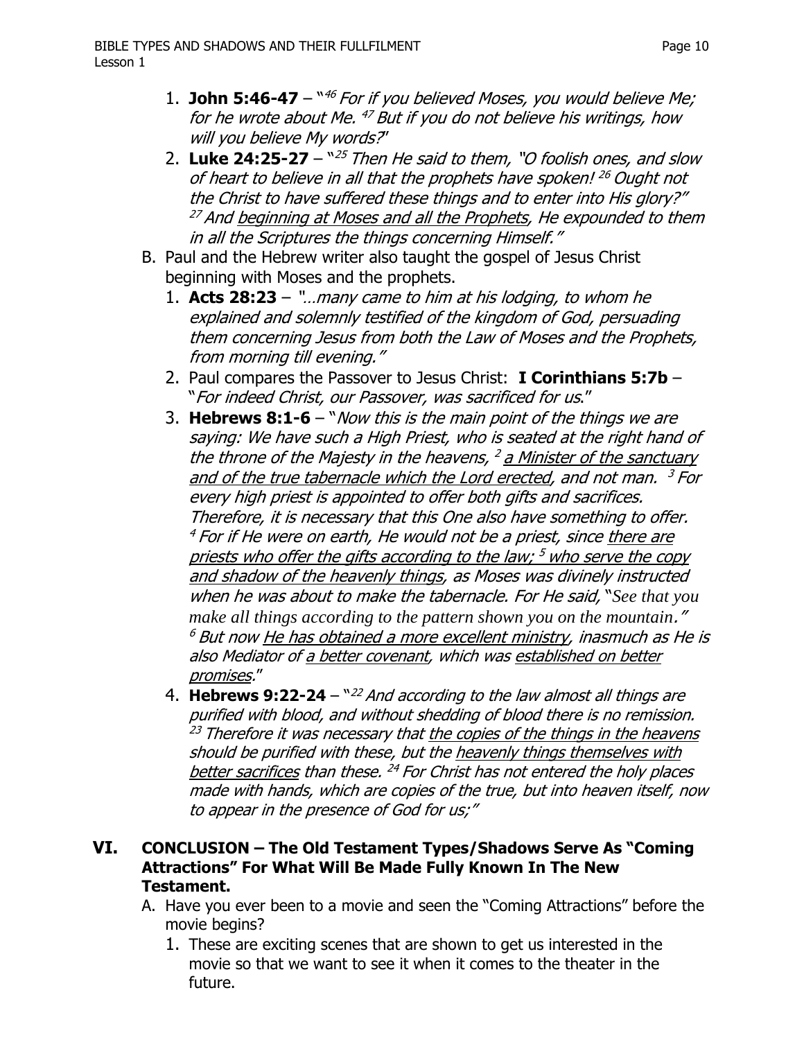1. **John 5:46-47** – "[46] *For if you believed Moses, you would believe Me; for he wrote about Me.* [47] *But if you do not believe his writings, how will you believe My words?*"
2. **Luke 24:25-27** – "[25] *Then He said to them, "O foolish ones, and slow of heart to believe in all that the prophets have spoken!* [26] *Ought not the Christ to have suffered these things and to enter into His glory?"* [27] *And <u>beginning at Moses and all the Prophets</u>, He expounded to them in all the Scriptures the things concerning Himself."*

B. Paul and the Hebrew writer also taught the gospel of Jesus Christ beginning with Moses and the prophets.

1. **Acts 28:23** – *"…many came to him at his lodging, to whom he explained and solemnly testified of the kingdom of God, persuading them concerning Jesus from both the Law of Moses and the Prophets, from morning till evening."*
2. Paul compares the Passover to Jesus Christ: **I Corinthians 5:7b** – "*For indeed Christ, our Passover, was sacrificed for us*."
3. **Hebrews 8:1-6** – "*Now this is the main point of the things we are saying: We have such a High Priest, who is seated at the right hand of the throne of the Majesty in the heavens,* [2] *<u>a Minister of the sanctuary and of the true tabernacle which the Lord erected</u>, and not man.* [3] *For every high priest is appointed to offer both gifts and sacrifices. Therefore, it is necessary that this One also have something to offer.* [4] *For if He were on earth, He would not be a priest, since <u>there are priests who offer the gifts according to the law;</u>* [5] *<u>who serve the copy and shadow of the heavenly things</u>, as Moses was divinely instructed when he was about to make the tabernacle. For He said, "See that you make all things according to the pattern shown you on the mountain."* [6] *But now <u>He has obtained a more excellent ministry</u>, inasmuch as He is also Mediator of <u>a better covenant</u>, which was <u>established on better promises</u>.*"
4. **Hebrews 9:22-24** – "[22] *And according to the law almost all things are purified with blood, and without shedding of blood there is no remission.* [23] *Therefore it was necessary that <u>the copies of the things in the heavens</u> should be purified with these, but the <u>heavenly things themselves with better sacrifices</u> than these.* [24] *For Christ has not entered the holy places made with hands, which are copies of the true, but into heaven itself, now to appear in the presence of God for us;"*

## VI. CONCLUSION – The Old Testament Types/Shadows Serve As "Coming Attractions" For What Will Be Made Fully Known In The New Testament.

A. Have you ever been to a movie and seen the "Coming Attractions" before the movie begins?

1. These are exciting scenes that are shown to get us interested in the movie so that we want to see it when it comes to the theater in the future.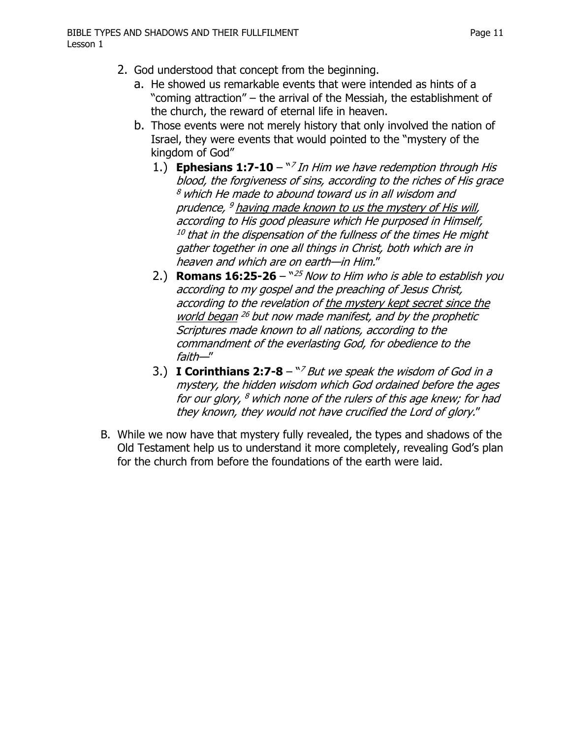2. God understood that concept from the beginning.
   a. He showed us remarkable events that were intended as hints of a "coming attraction" – the arrival of the Messiah, the establishment of the church, the reward of eternal life in heaven.
   b. Those events were not merely history that only involved the nation of Israel, they were events that would pointed to the "mystery of the kingdom of God"
      1.) **Ephesians 1:7-10** – "[7] *In Him we have redemption through His blood, the forgiveness of sins, according to the riches of His grace* [8] *which He made to abound toward us in all wisdom and prudence,* [9] <u>*having made known to us the mystery of His will*</u>*, according to His good pleasure which He purposed in Himself,* [10] *that in the dispensation of the fullness of the times He might gather together in one all things in Christ, both which are in heaven and which are on earth—in Him.*"
      2.) **Romans 16:25-26** – "[25] *Now to Him who is able to establish you according to my gospel and the preaching of Jesus Christ, according to the revelation of* <u>*the mystery kept secret since the world began*</u> [26] *but now made manifest, and by the prophetic Scriptures made known to all nations, according to the commandment of the everlasting God, for obedience to the faith—*"
      3.) **I Corinthians 2:7-8** – "[7] *But we speak the wisdom of God in a mystery, the hidden wisdom which God ordained before the ages for our glory,* [8] *which none of the rulers of this age knew; for had they known, they would not have crucified the Lord of glory.*"

B. While we now have that mystery fully revealed, the types and shadows of the Old Testament help us to understand it more completely, revealing God's plan for the church from before the foundations of the earth were laid.